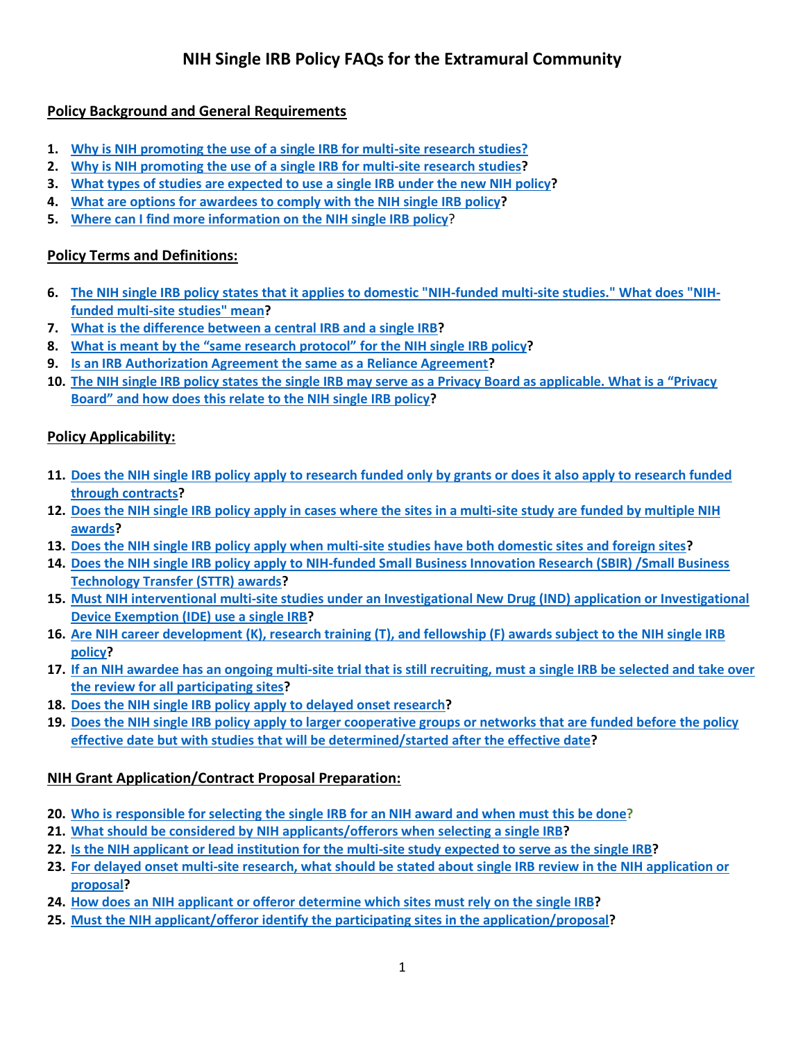# NIH Single IRB Policy FAQs for the Extramural Community

## Policy Background and General Requirements

1. Why is NIH promoting the use of a single IRB for multi-site research studies?
2. Why is NIH promoting the use of a single IRB for multi-site research studies?
3. What types of studies are expected to use a single IRB under the new NIH policy?
4. What are options for awardees to comply with the NIH single IRB policy?
5. Where can I find more information on the NIH single IRB policy?

## Policy Terms and Definitions:

6. The NIH single IRB policy states that it applies to domestic "NIH-funded multi-site studies." What does "NIH-funded multi-site studies" mean?
7. What is the difference between a central IRB and a single IRB?
8. What is meant by the "same research protocol" for the NIH single IRB policy?
9. Is an IRB Authorization Agreement the same as a Reliance Agreement?
10. The NIH single IRB policy states the single IRB may serve as a Privacy Board as applicable. What is a "Privacy Board" and how does this relate to the NIH single IRB policy?

## Policy Applicability:

11. Does the NIH single IRB policy apply to research funded only by grants or does it also apply to research funded through contracts?
12. Does the NIH single IRB policy apply in cases where the sites in a multi-site study are funded by multiple NIH awards?
13. Does the NIH single IRB policy apply when multi-site studies have both domestic sites and foreign sites?
14. Does the NIH single IRB policy apply to NIH-funded Small Business Innovation Research (SBIR) /Small Business Technology Transfer (STTR) awards?
15. Must NIH interventional multi-site studies under an Investigational New Drug (IND) application or Investigational Device Exemption (IDE) use a single IRB?
16. Are NIH career development (K), research training (T), and fellowship (F) awards subject to the NIH single IRB policy?
17. If an NIH awardee has an ongoing multi-site trial that is still recruiting, must a single IRB be selected and take over the review for all participating sites?
18. Does the NIH single IRB policy apply to delayed onset research?
19. Does the NIH single IRB policy apply to larger cooperative groups or networks that are funded before the policy effective date but with studies that will be determined/started after the effective date?

## NIH Grant Application/Contract Proposal Preparation:

20. Who is responsible for selecting the single IRB for an NIH award and when must this be done?
21. What should be considered by NIH applicants/offerors when selecting a single IRB?
22. Is the NIH applicant or lead institution for the multi-site study expected to serve as the single IRB?
23. For delayed onset multi-site research, what should be stated about single IRB review in the NIH application or proposal?
24. How does an NIH applicant or offeror determine which sites must rely on the single IRB?
25. Must the NIH applicant/offeror identify the participating sites in the application/proposal?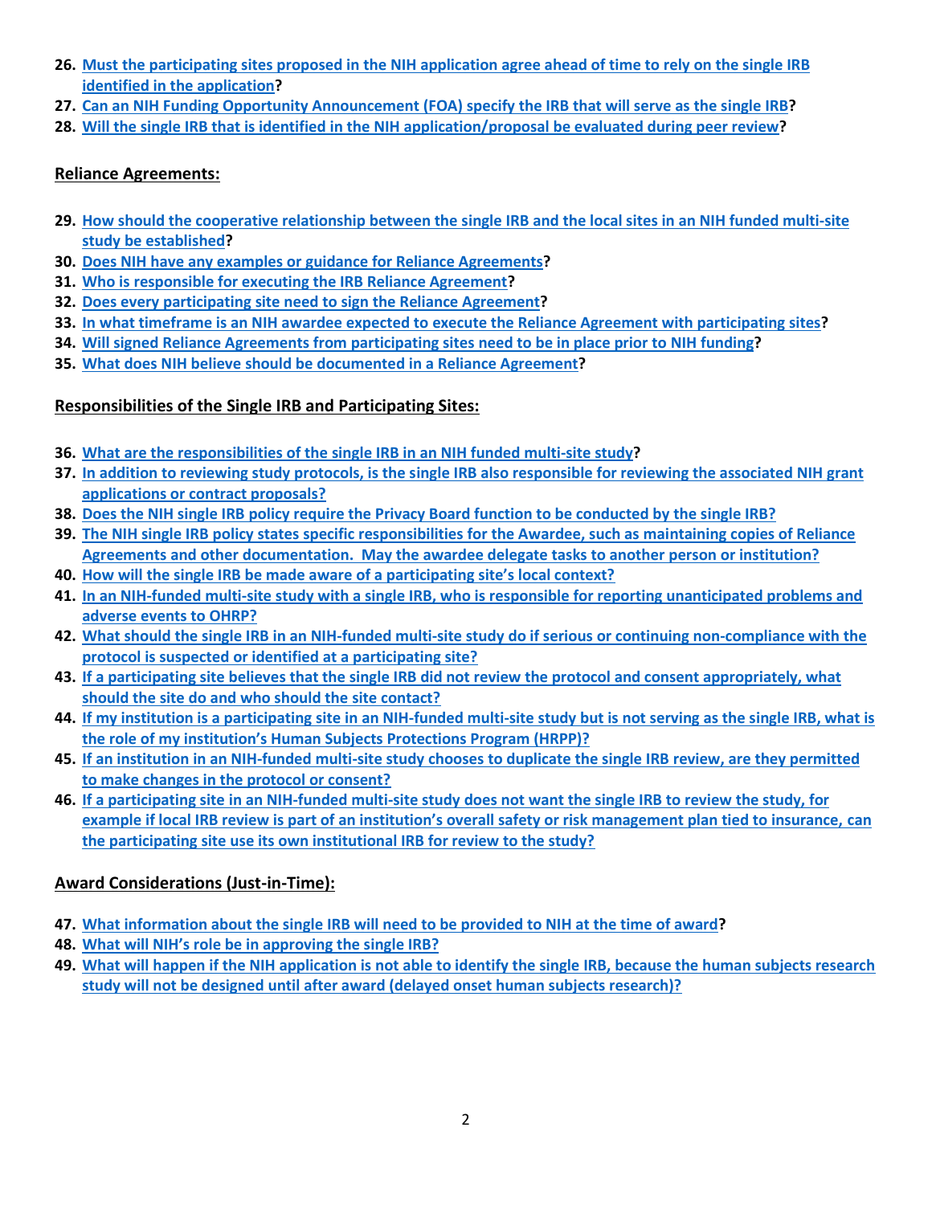26. Must the participating sites proposed in the NIH application agree ahead of time to rely on the single IRB identified in the application?
27. Can an NIH Funding Opportunity Announcement (FOA) specify the IRB that will serve as the single IRB?
28. Will the single IRB that is identified in the NIH application/proposal be evaluated during peer review?

**Reliance Agreements:**

29. How should the cooperative relationship between the single IRB and the local sites in an NIH funded multi-site study be established?
30. Does NIH have any examples or guidance for Reliance Agreements?
31. Who is responsible for executing the IRB Reliance Agreement?
32. Does every participating site need to sign the Reliance Agreement?
33. In what timeframe is an NIH awardee expected to execute the Reliance Agreement with participating sites?
34. Will signed Reliance Agreements from participating sites need to be in place prior to NIH funding?
35. What does NIH believe should be documented in a Reliance Agreement?

**Responsibilities of the Single IRB and Participating Sites:**

36. What are the responsibilities of the single IRB in an NIH funded multi-site study?
37. In addition to reviewing study protocols, is the single IRB also responsible for reviewing the associated NIH grant applications or contract proposals?
38. Does the NIH single IRB policy require the Privacy Board function to be conducted by the single IRB?
39. The NIH single IRB policy states specific responsibilities for the Awardee, such as maintaining copies of Reliance Agreements and other documentation. May the awardee delegate tasks to another person or institution?
40. How will the single IRB be made aware of a participating site's local context?
41. In an NIH-funded multi-site study with a single IRB, who is responsible for reporting unanticipated problems and adverse events to OHRP?
42. What should the single IRB in an NIH-funded multi-site study do if serious or continuing non-compliance with the protocol is suspected or identified at a participating site?
43. If a participating site believes that the single IRB did not review the protocol and consent appropriately, what should the site do and who should the site contact?
44. If my institution is a participating site in an NIH-funded multi-site study but is not serving as the single IRB, what is the role of my institution's Human Subjects Protections Program (HRPP)?
45. If an institution in an NIH-funded multi-site study chooses to duplicate the single IRB review, are they permitted to make changes in the protocol or consent?
46. If a participating site in an NIH-funded multi-site study does not want the single IRB to review the study, for example if local IRB review is part of an institution's overall safety or risk management plan tied to insurance, can the participating site use its own institutional IRB for review to the study?

**Award Considerations (Just-in-Time):**

47. What information about the single IRB will need to be provided to NIH at the time of award?
48. What will NIH's role be in approving the single IRB?
49. What will happen if the NIH application is not able to identify the single IRB, because the human subjects research study will not be designed until after award (delayed onset human subjects research)?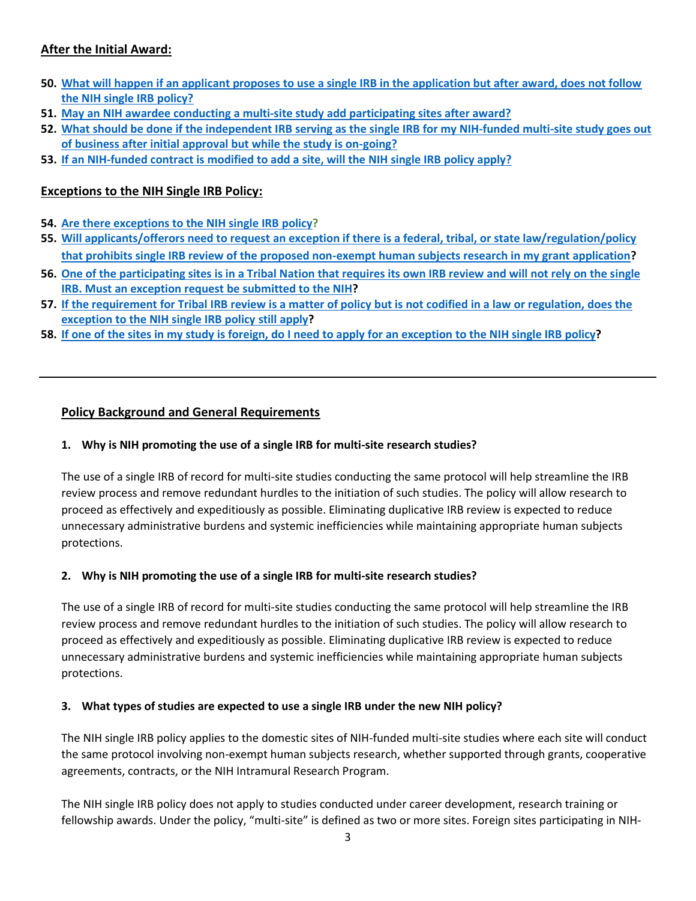### After the Initial Award:

50. **What will happen if an applicant proposes to use a single IRB in the application but after award, does not follow the NIH single IRB policy?**
51. **May an NIH awardee conducting a multi-site study add participating sites after award?**
52. **What should be done if the independent IRB serving as the single IRB for my NIH-funded multi-site study goes out of business after initial approval but while the study is on-going?**
53. **If an NIH-funded contract is modified to add a site, will the NIH single IRB policy apply?**

### Exceptions to the NIH Single IRB Policy:

54. **Are there exceptions to the NIH single IRB policy?**
55. **Will applicants/offerors need to request an exception if there is a federal, tribal, or state law/regulation/policy that prohibits single IRB review of the proposed non-exempt human subjects research in my grant application?**
56. **One of the participating sites is in a Tribal Nation that requires its own IRB review and will not rely on the single IRB. Must an exception request be submitted to the NIH?**
57. **If the requirement for Tribal IRB review is a matter of policy but is not codified in a law or regulation, does the exception to the NIH single IRB policy still apply?**
58. **If one of the sites in my study is foreign, do I need to apply for an exception to the NIH single IRB policy?**

---

### Policy Background and General Requirements

**1. Why is NIH promoting the use of a single IRB for multi-site research studies?**

The use of a single IRB of record for multi-site studies conducting the same protocol will help streamline the IRB review process and remove redundant hurdles to the initiation of such studies. The policy will allow research to proceed as effectively and expeditiously as possible. Eliminating duplicative IRB review is expected to reduce unnecessary administrative burdens and systemic inefficiencies while maintaining appropriate human subjects protections.

**2. Why is NIH promoting the use of a single IRB for multi-site research studies?**

The use of a single IRB of record for multi-site studies conducting the same protocol will help streamline the IRB review process and remove redundant hurdles to the initiation of such studies. The policy will allow research to proceed as effectively and expeditiously as possible. Eliminating duplicative IRB review is expected to reduce unnecessary administrative burdens and systemic inefficiencies while maintaining appropriate human subjects protections.

**3. What types of studies are expected to use a single IRB under the new NIH policy?**

The NIH single IRB policy applies to the domestic sites of NIH-funded multi-site studies where each site will conduct the same protocol involving non-exempt human subjects research, whether supported through grants, cooperative agreements, contracts, or the NIH Intramural Research Program.

The NIH single IRB policy does not apply to studies conducted under career development, research training or fellowship awards. Under the policy, "multi-site" is defined as two or more sites. Foreign sites participating in NIH-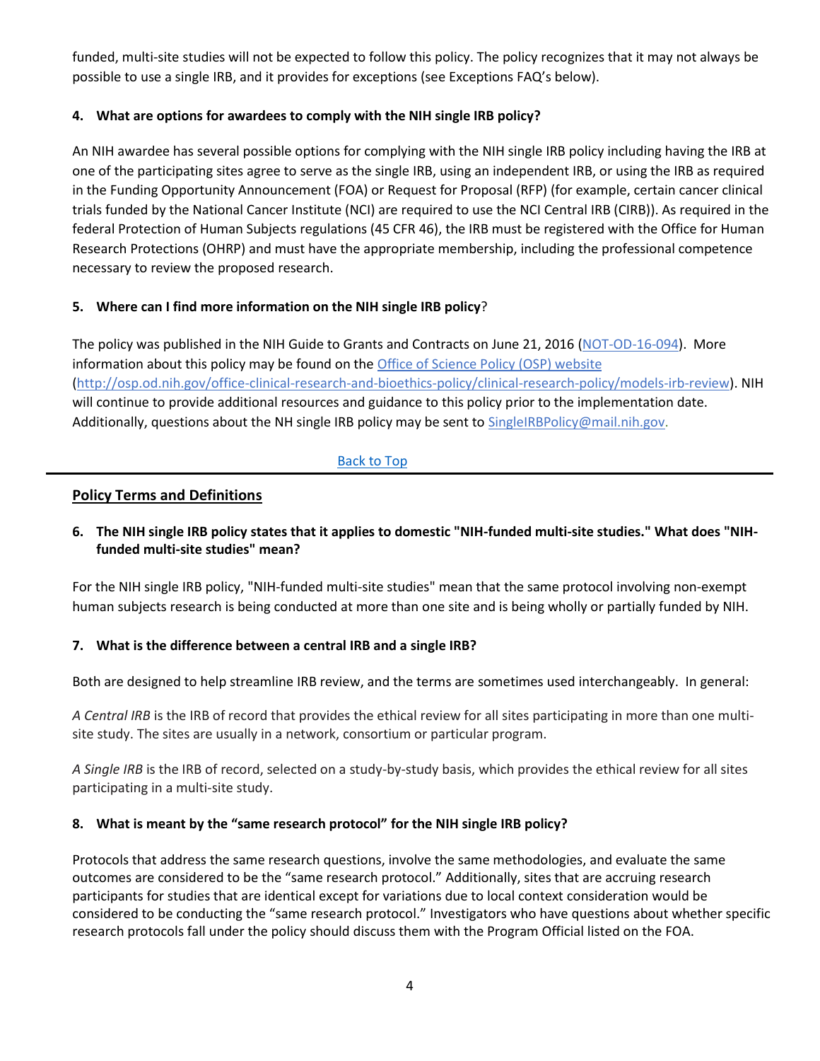funded, multi-site studies will not be expected to follow this policy. The policy recognizes that it may not always be possible to use a single IRB, and it provides for exceptions (see Exceptions FAQ's below).

**4. What are options for awardees to comply with the NIH single IRB policy?**

An NIH awardee has several possible options for complying with the NIH single IRB policy including having the IRB at one of the participating sites agree to serve as the single IRB, using an independent IRB, or using the IRB as required in the Funding Opportunity Announcement (FOA) or Request for Proposal (RFP) (for example, certain cancer clinical trials funded by the National Cancer Institute (NCI) are required to use the NCI Central IRB (CIRB)). As required in the federal Protection of Human Subjects regulations (45 CFR 46), the IRB must be registered with the Office for Human Research Protections (OHRP) and must have the appropriate membership, including the professional competence necessary to review the proposed research.

**5. Where can I find more information on the NIH single IRB policy?**

The policy was published in the NIH Guide to Grants and Contracts on June 21, 2016 ([NOT-OD-16-094](NOT-OD-16-094)). More information about this policy may be found on the [Office of Science Policy (OSP) website](http://osp.od.nih.gov/office-clinical-research-and-bioethics-policy/clinical-research-policy/models-irb-review) (http://osp.od.nih.gov/office-clinical-research-and-bioethics-policy/clinical-research-policy/models-irb-review). NIH will continue to provide additional resources and guidance to this policy prior to the implementation date. Additionally, questions about the NH single IRB policy may be sent to SingleIRBPolicy@mail.nih.gov.

Back to Top

---

## Policy Terms and Definitions

**6. The NIH single IRB policy states that it applies to domestic "NIH-funded multi-site studies." What does "NIH-funded multi-site studies" mean?**

For the NIH single IRB policy, "NIH-funded multi-site studies" mean that the same protocol involving non-exempt human subjects research is being conducted at more than one site and is being wholly or partially funded by NIH.

**7. What is the difference between a central IRB and a single IRB?**

Both are designed to help streamline IRB review, and the terms are sometimes used interchangeably. In general:

*A Central IRB* is the IRB of record that provides the ethical review for all sites participating in more than one multi-site study. The sites are usually in a network, consortium or particular program.

*A Single IRB* is the IRB of record, selected on a study-by-study basis, which provides the ethical review for all sites participating in a multi-site study.

**8. What is meant by the "same research protocol" for the NIH single IRB policy?**

Protocols that address the same research questions, involve the same methodologies, and evaluate the same outcomes are considered to be the "same research protocol." Additionally, sites that are accruing research participants for studies that are identical except for variations due to local context consideration would be considered to be conducting the "same research protocol." Investigators who have questions about whether specific research protocols fall under the policy should discuss them with the Program Official listed on the FOA.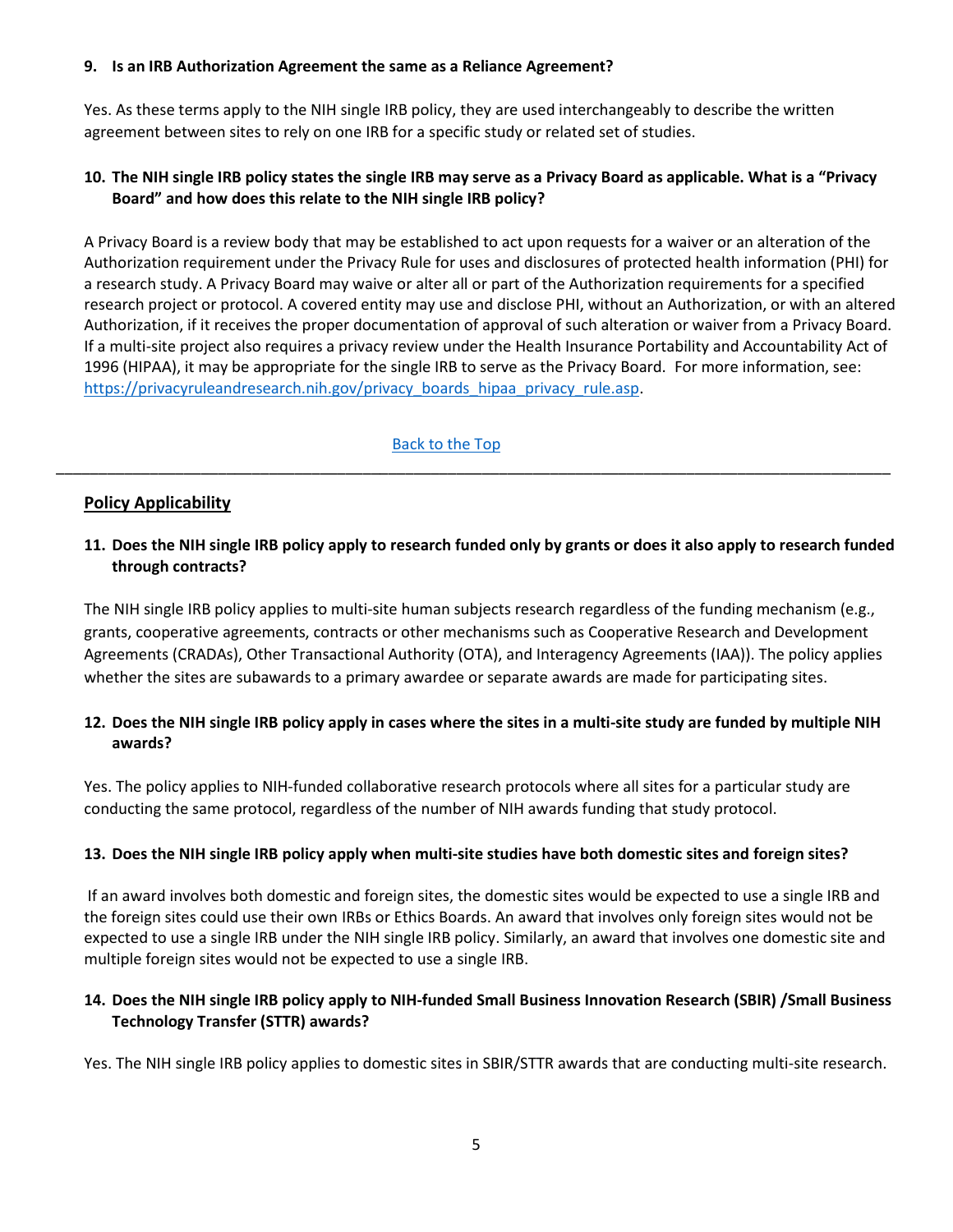**9. Is an IRB Authorization Agreement the same as a Reliance Agreement?**

Yes. As these terms apply to the NIH single IRB policy, they are used interchangeably to describe the written agreement between sites to rely on one IRB for a specific study or related set of studies.

**10. The NIH single IRB policy states the single IRB may serve as a Privacy Board as applicable. What is a "Privacy Board" and how does this relate to the NIH single IRB policy?**

A Privacy Board is a review body that may be established to act upon requests for a waiver or an alteration of the Authorization requirement under the Privacy Rule for uses and disclosures of protected health information (PHI) for a research study. A Privacy Board may waive or alter all or part of the Authorization requirements for a specified research project or protocol. A covered entity may use and disclose PHI, without an Authorization, or with an altered Authorization, if it receives the proper documentation of approval of such alteration or waiver from a Privacy Board. If a multi-site project also requires a privacy review under the Health Insurance Portability and Accountability Act of 1996 (HIPAA), it may be appropriate for the single IRB to serve as the Privacy Board. For more information, see: [https://privacyruleandresearch.nih.gov/privacy_boards_hipaa_privacy_rule.asp](https://privacyruleandresearch.nih.gov/privacy_boards_hipaa_privacy_rule.asp).

Back to the Top

---

## Policy Applicability

**11. Does the NIH single IRB policy apply to research funded only by grants or does it also apply to research funded through contracts?**

The NIH single IRB policy applies to multi-site human subjects research regardless of the funding mechanism (e.g., grants, cooperative agreements, contracts or other mechanisms such as Cooperative Research and Development Agreements (CRADAs), Other Transactional Authority (OTA), and Interagency Agreements (IAA)). The policy applies whether the sites are subawards to a primary awardee or separate awards are made for participating sites.

**12. Does the NIH single IRB policy apply in cases where the sites in a multi-site study are funded by multiple NIH awards?**

Yes. The policy applies to NIH-funded collaborative research protocols where all sites for a particular study are conducting the same protocol, regardless of the number of NIH awards funding that study protocol.

**13. Does the NIH single IRB policy apply when multi-site studies have both domestic sites and foreign sites?**

If an award involves both domestic and foreign sites, the domestic sites would be expected to use a single IRB and the foreign sites could use their own IRBs or Ethics Boards. An award that involves only foreign sites would not be expected to use a single IRB under the NIH single IRB policy. Similarly, an award that involves one domestic site and multiple foreign sites would not be expected to use a single IRB.

**14. Does the NIH single IRB policy apply to NIH-funded Small Business Innovation Research (SBIR) /Small Business Technology Transfer (STTR) awards?**

Yes. The NIH single IRB policy applies to domestic sites in SBIR/STTR awards that are conducting multi-site research.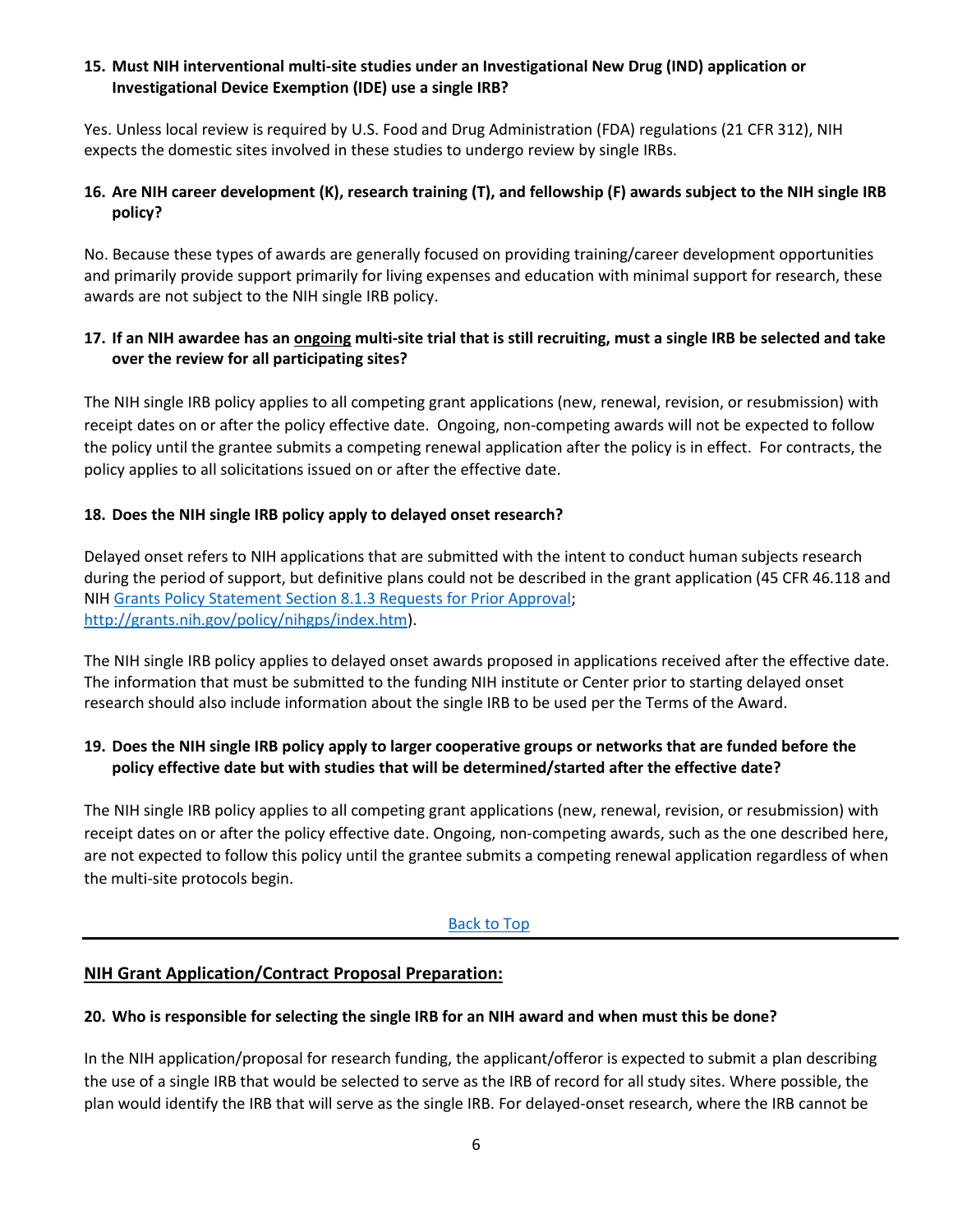**15. Must NIH interventional multi-site studies under an Investigational New Drug (IND) application or Investigational Device Exemption (IDE) use a single IRB?**

Yes. Unless local review is required by U.S. Food and Drug Administration (FDA) regulations (21 CFR 312), NIH expects the domestic sites involved in these studies to undergo review by single IRBs.

**16. Are NIH career development (K), research training (T), and fellowship (F) awards subject to the NIH single IRB policy?**

No. Because these types of awards are generally focused on providing training/career development opportunities and primarily provide support primarily for living expenses and education with minimal support for research, these awards are not subject to the NIH single IRB policy.

**17. If an NIH awardee has an <u>ongoing</u> multi-site trial that is still recruiting, must a single IRB be selected and take over the review for all participating sites?**

The NIH single IRB policy applies to all competing grant applications (new, renewal, revision, or resubmission) with receipt dates on or after the policy effective date. Ongoing, non-competing awards will not be expected to follow the policy until the grantee submits a competing renewal application after the policy is in effect. For contracts, the policy applies to all solicitations issued on or after the effective date.

**18. Does the NIH single IRB policy apply to delayed onset research?**

Delayed onset refers to NIH applications that are submitted with the intent to conduct human subjects research during the period of support, but definitive plans could not be described in the grant application (45 CFR 46.118 and NIH [Grants Policy Statement Section 8.1.3 Requests for Prior Approval](http://grants.nih.gov/policy/nihgps/index.htm); [http://grants.nih.gov/policy/nihgps/index.htm](http://grants.nih.gov/policy/nihgps/index.htm)).

The NIH single IRB policy applies to delayed onset awards proposed in applications received after the effective date. The information that must be submitted to the funding NIH institute or Center prior to starting delayed onset research should also include information about the single IRB to be used per the Terms of the Award.

**19. Does the NIH single IRB policy apply to larger cooperative groups or networks that are funded before the policy effective date but with studies that will be determined/started after the effective date?**

The NIH single IRB policy applies to all competing grant applications (new, renewal, revision, or resubmission) with receipt dates on or after the policy effective date. Ongoing, non-competing awards, such as the one described here, are not expected to follow this policy until the grantee submits a competing renewal application regardless of when the multi-site protocols begin.

Back to Top

---

## NIH Grant Application/Contract Proposal Preparation:

**20. Who is responsible for selecting the single IRB for an NIH award and when must this be done?**

In the NIH application/proposal for research funding, the applicant/offeror is expected to submit a plan describing the use of a single IRB that would be selected to serve as the IRB of record for all study sites. Where possible, the plan would identify the IRB that will serve as the single IRB. For delayed-onset research, where the IRB cannot be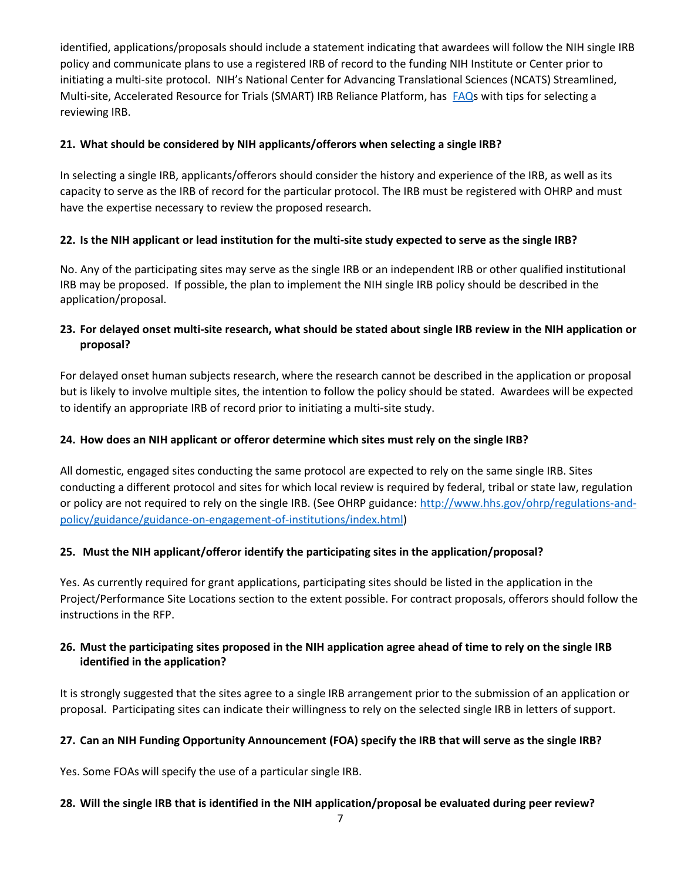identified, applications/proposals should include a statement indicating that awardees will follow the NIH single IRB policy and communicate plans to use a registered IRB of record to the funding NIH Institute or Center prior to initiating a multi-site protocol. NIH's National Center for Advancing Translational Sciences (NCATS) Streamlined, Multi-site, Accelerated Resource for Trials (SMART) IRB Reliance Platform, has FAQs with tips for selecting a reviewing IRB.

**21. What should be considered by NIH applicants/offerors when selecting a single IRB?**

In selecting a single IRB, applicants/offerors should consider the history and experience of the IRB, as well as its capacity to serve as the IRB of record for the particular protocol. The IRB must be registered with OHRP and must have the expertise necessary to review the proposed research.

**22. Is the NIH applicant or lead institution for the multi-site study expected to serve as the single IRB?**

No. Any of the participating sites may serve as the single IRB or an independent IRB or other qualified institutional IRB may be proposed. If possible, the plan to implement the NIH single IRB policy should be described in the application/proposal.

**23. For delayed onset multi-site research, what should be stated about single IRB review in the NIH application or proposal?**

For delayed onset human subjects research, where the research cannot be described in the application or proposal but is likely to involve multiple sites, the intention to follow the policy should be stated. Awardees will be expected to identify an appropriate IRB of record prior to initiating a multi-site study.

**24. How does an NIH applicant or offeror determine which sites must rely on the single IRB?**

All domestic, engaged sites conducting the same protocol are expected to rely on the same single IRB. Sites conducting a different protocol and sites for which local review is required by federal, tribal or state law, regulation or policy are not required to rely on the single IRB. (See OHRP guidance: http://www.hhs.gov/ohrp/regulations-and-policy/guidance/guidance-on-engagement-of-institutions/index.html)

**25. Must the NIH applicant/offeror identify the participating sites in the application/proposal?**

Yes. As currently required for grant applications, participating sites should be listed in the application in the Project/Performance Site Locations section to the extent possible. For contract proposals, offerors should follow the instructions in the RFP.

**26. Must the participating sites proposed in the NIH application agree ahead of time to rely on the single IRB identified in the application?**

It is strongly suggested that the sites agree to a single IRB arrangement prior to the submission of an application or proposal. Participating sites can indicate their willingness to rely on the selected single IRB in letters of support.

**27. Can an NIH Funding Opportunity Announcement (FOA) specify the IRB that will serve as the single IRB?**

Yes. Some FOAs will specify the use of a particular single IRB.

**28. Will the single IRB that is identified in the NIH application/proposal be evaluated during peer review?**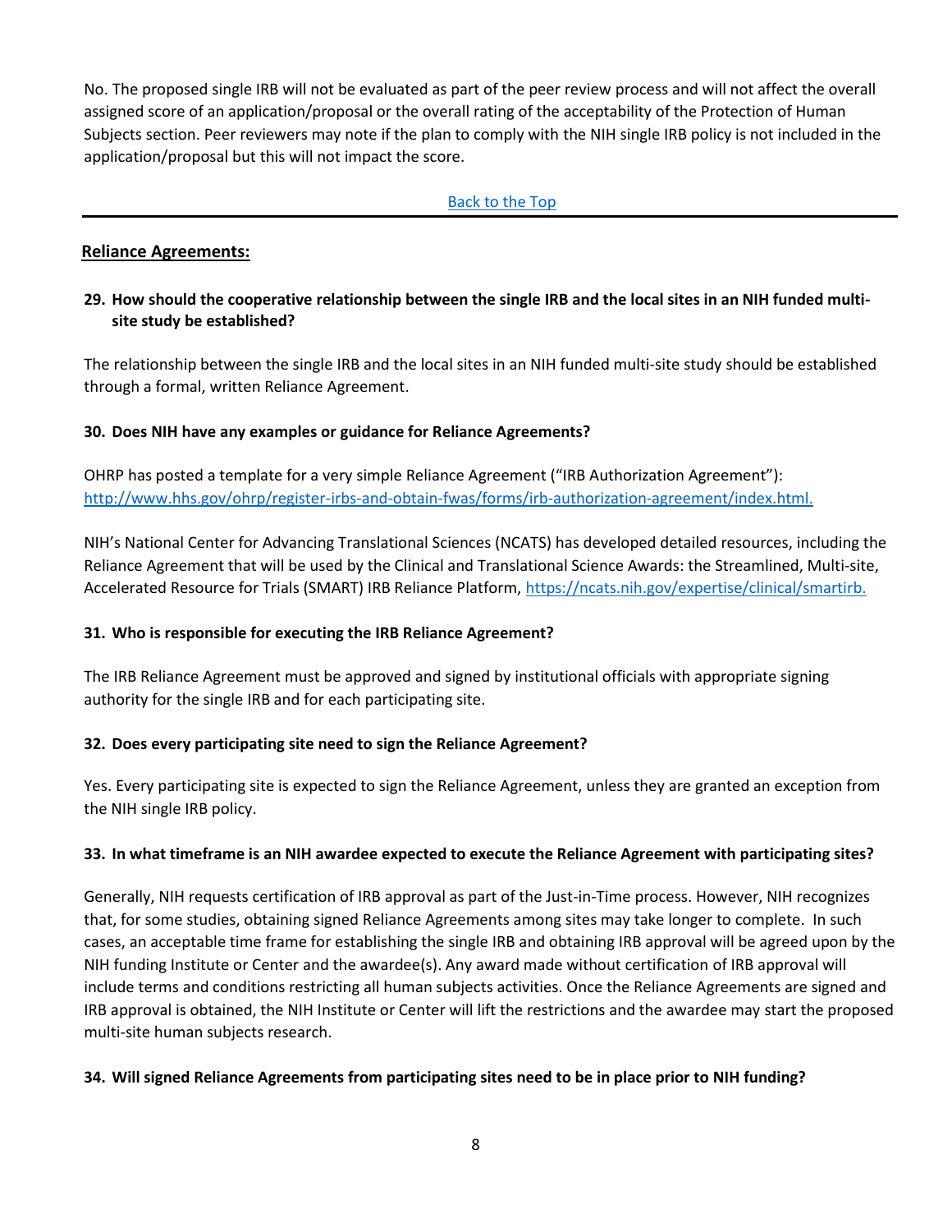No. The proposed single IRB will not be evaluated as part of the peer review process and will not affect the overall assigned score of an application/proposal or the overall rating of the acceptability of the Protection of Human Subjects section. Peer reviewers may note if the plan to comply with the NIH single IRB policy is not included in the application/proposal but this will not impact the score.

[Back to the Top]

---

## Reliance Agreements:

**29. How should the cooperative relationship between the single IRB and the local sites in an NIH funded multi-site study be established?**

The relationship between the single IRB and the local sites in an NIH funded multi-site study should be established through a formal, written Reliance Agreement.

**30. Does NIH have any examples or guidance for Reliance Agreements?**

OHRP has posted a template for a very simple Reliance Agreement ("IRB Authorization Agreement"): http://www.hhs.gov/ohrp/register-irbs-and-obtain-fwas/forms/irb-authorization-agreement/index.html.

NIH's National Center for Advancing Translational Sciences (NCATS) has developed detailed resources, including the Reliance Agreement that will be used by the Clinical and Translational Science Awards: the Streamlined, Multi-site, Accelerated Resource for Trials (SMART) IRB Reliance Platform, https://ncats.nih.gov/expertise/clinical/smartirb.

**31. Who is responsible for executing the IRB Reliance Agreement?**

The IRB Reliance Agreement must be approved and signed by institutional officials with appropriate signing authority for the single IRB and for each participating site.

**32. Does every participating site need to sign the Reliance Agreement?**

Yes. Every participating site is expected to sign the Reliance Agreement, unless they are granted an exception from the NIH single IRB policy.

**33. In what timeframe is an NIH awardee expected to execute the Reliance Agreement with participating sites?**

Generally, NIH requests certification of IRB approval as part of the Just-in-Time process. However, NIH recognizes that, for some studies, obtaining signed Reliance Agreements among sites may take longer to complete. In such cases, an acceptable time frame for establishing the single IRB and obtaining IRB approval will be agreed upon by the NIH funding Institute or Center and the awardee(s). Any award made without certification of IRB approval will include terms and conditions restricting all human subjects activities. Once the Reliance Agreements are signed and IRB approval is obtained, the NIH Institute or Center will lift the restrictions and the awardee may start the proposed multi-site human subjects research.

**34. Will signed Reliance Agreements from participating sites need to be in place prior to NIH funding?**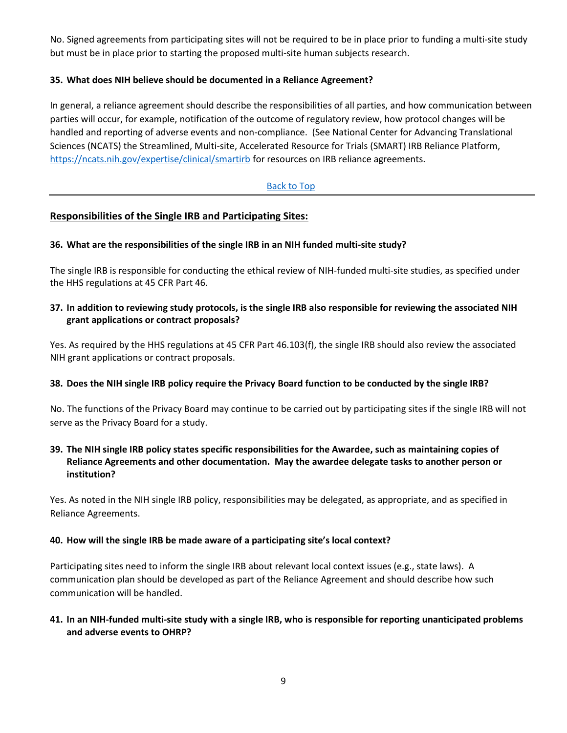No. Signed agreements from participating sites will not be required to be in place prior to funding a multi-site study but must be in place prior to starting the proposed multi-site human subjects research.

**35. What does NIH believe should be documented in a Reliance Agreement?**

In general, a reliance agreement should describe the responsibilities of all parties, and how communication between parties will occur, for example, notification of the outcome of regulatory review, how protocol changes will be handled and reporting of adverse events and non-compliance. (See National Center for Advancing Translational Sciences (NCATS) the Streamlined, Multi-site, Accelerated Resource for Trials (SMART) IRB Reliance Platform, https://ncats.nih.gov/expertise/clinical/smartirb for resources on IRB reliance agreements.

Back to Top

---

## Responsibilities of the Single IRB and Participating Sites:

**36. What are the responsibilities of the single IRB in an NIH funded multi-site study?**

The single IRB is responsible for conducting the ethical review of NIH-funded multi-site studies, as specified under the HHS regulations at 45 CFR Part 46.

**37. In addition to reviewing study protocols, is the single IRB also responsible for reviewing the associated NIH grant applications or contract proposals?**

Yes. As required by the HHS regulations at 45 CFR Part 46.103(f), the single IRB should also review the associated NIH grant applications or contract proposals.

**38. Does the NIH single IRB policy require the Privacy Board function to be conducted by the single IRB?**

No. The functions of the Privacy Board may continue to be carried out by participating sites if the single IRB will not serve as the Privacy Board for a study.

**39. The NIH single IRB policy states specific responsibilities for the Awardee, such as maintaining copies of Reliance Agreements and other documentation. May the awardee delegate tasks to another person or institution?**

Yes. As noted in the NIH single IRB policy, responsibilities may be delegated, as appropriate, and as specified in Reliance Agreements.

**40. How will the single IRB be made aware of a participating site's local context?**

Participating sites need to inform the single IRB about relevant local context issues (e.g., state laws). A communication plan should be developed as part of the Reliance Agreement and should describe how such communication will be handled.

**41. In an NIH-funded multi-site study with a single IRB, who is responsible for reporting unanticipated problems and adverse events to OHRP?**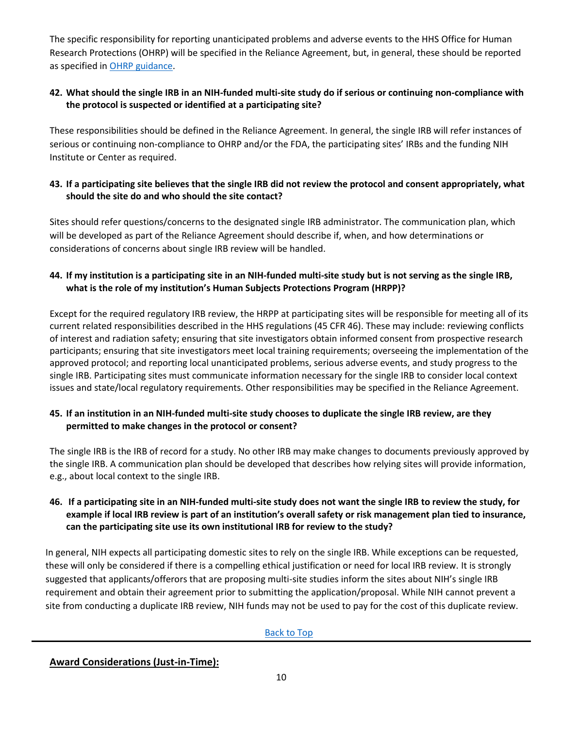The specific responsibility for reporting unanticipated problems and adverse events to the HHS Office for Human Research Protections (OHRP) will be specified in the Reliance Agreement, but, in general, these should be reported as specified in [OHRP guidance](#).

**42. What should the single IRB in an NIH-funded multi-site study do if serious or continuing non-compliance with the protocol is suspected or identified at a participating site?**

These responsibilities should be defined in the Reliance Agreement. In general, the single IRB will refer instances of serious or continuing non-compliance to OHRP and/or the FDA, the participating sites' IRBs and the funding NIH Institute or Center as required.

**43. If a participating site believes that the single IRB did not review the protocol and consent appropriately, what should the site do and who should the site contact?**

Sites should refer questions/concerns to the designated single IRB administrator. The communication plan, which will be developed as part of the Reliance Agreement should describe if, when, and how determinations or considerations of concerns about single IRB review will be handled.

**44. If my institution is a participating site in an NIH-funded multi-site study but is not serving as the single IRB, what is the role of my institution's Human Subjects Protections Program (HRPP)?**

Except for the required regulatory IRB review, the HRPP at participating sites will be responsible for meeting all of its current related responsibilities described in the HHS regulations (45 CFR 46). These may include: reviewing conflicts of interest and radiation safety; ensuring that site investigators obtain informed consent from prospective research participants; ensuring that site investigators meet local training requirements; overseeing the implementation of the approved protocol; and reporting local unanticipated problems, serious adverse events, and study progress to the single IRB. Participating sites must communicate information necessary for the single IRB to consider local context issues and state/local regulatory requirements. Other responsibilities may be specified in the Reliance Agreement.

**45. If an institution in an NIH-funded multi-site study chooses to duplicate the single IRB review, are they permitted to make changes in the protocol or consent?**

The single IRB is the IRB of record for a study. No other IRB may make changes to documents previously approved by the single IRB. A communication plan should be developed that describes how relying sites will provide information, e.g., about local context to the single IRB.

**46. If a participating site in an NIH-funded multi-site study does not want the single IRB to review the study, for example if local IRB review is part of an institution's overall safety or risk management plan tied to insurance, can the participating site use its own institutional IRB for review to the study?**

In general, NIH expects all participating domestic sites to rely on the single IRB. While exceptions can be requested, these will only be considered if there is a compelling ethical justification or need for local IRB review. It is strongly suggested that applicants/offerors that are proposing multi-site studies inform the sites about NIH's single IRB requirement and obtain their agreement prior to submitting the application/proposal. While NIH cannot prevent a site from conducting a duplicate IRB review, NIH funds may not be used to pay for the cost of this duplicate review.

[Back to Top](#)

---

**Award Considerations (Just-in-Time):**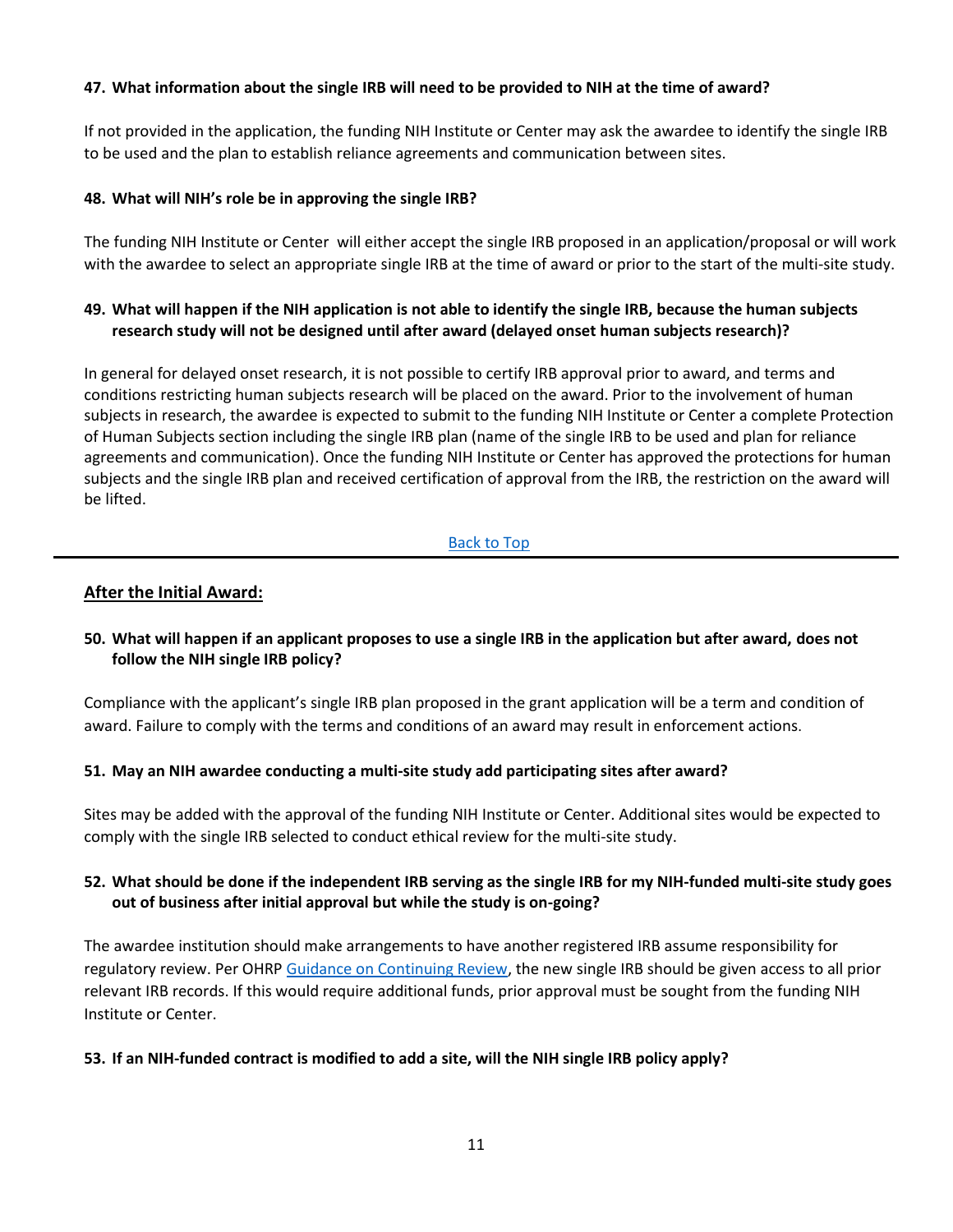**47. What information about the single IRB will need to be provided to NIH at the time of award?**

If not provided in the application, the funding NIH Institute or Center may ask the awardee to identify the single IRB to be used and the plan to establish reliance agreements and communication between sites.

**48. What will NIH's role be in approving the single IRB?**

The funding NIH Institute or Center will either accept the single IRB proposed in an application/proposal or will work with the awardee to select an appropriate single IRB at the time of award or prior to the start of the multi-site study.

**49. What will happen if the NIH application is not able to identify the single IRB, because the human subjects research study will not be designed until after award (delayed onset human subjects research)?**

In general for delayed onset research, it is not possible to certify IRB approval prior to award, and terms and conditions restricting human subjects research will be placed on the award. Prior to the involvement of human subjects in research, the awardee is expected to submit to the funding NIH Institute or Center a complete Protection of Human Subjects section including the single IRB plan (name of the single IRB to be used and plan for reliance agreements and communication). Once the funding NIH Institute or Center has approved the protections for human subjects and the single IRB plan and received certification of approval from the IRB, the restriction on the award will be lifted.

Back to Top

---

## After the Initial Award:

**50. What will happen if an applicant proposes to use a single IRB in the application but after award, does not follow the NIH single IRB policy?**

Compliance with the applicant's single IRB plan proposed in the grant application will be a term and condition of award. Failure to comply with the terms and conditions of an award may result in enforcement actions.

**51. May an NIH awardee conducting a multi-site study add participating sites after award?**

Sites may be added with the approval of the funding NIH Institute or Center. Additional sites would be expected to comply with the single IRB selected to conduct ethical review for the multi-site study.

**52. What should be done if the independent IRB serving as the single IRB for my NIH-funded multi-site study goes out of business after initial approval but while the study is on-going?**

The awardee institution should make arrangements to have another registered IRB assume responsibility for regulatory review. Per OHRP Guidance on Continuing Review, the new single IRB should be given access to all prior relevant IRB records. If this would require additional funds, prior approval must be sought from the funding NIH Institute or Center.

**53. If an NIH-funded contract is modified to add a site, will the NIH single IRB policy apply?**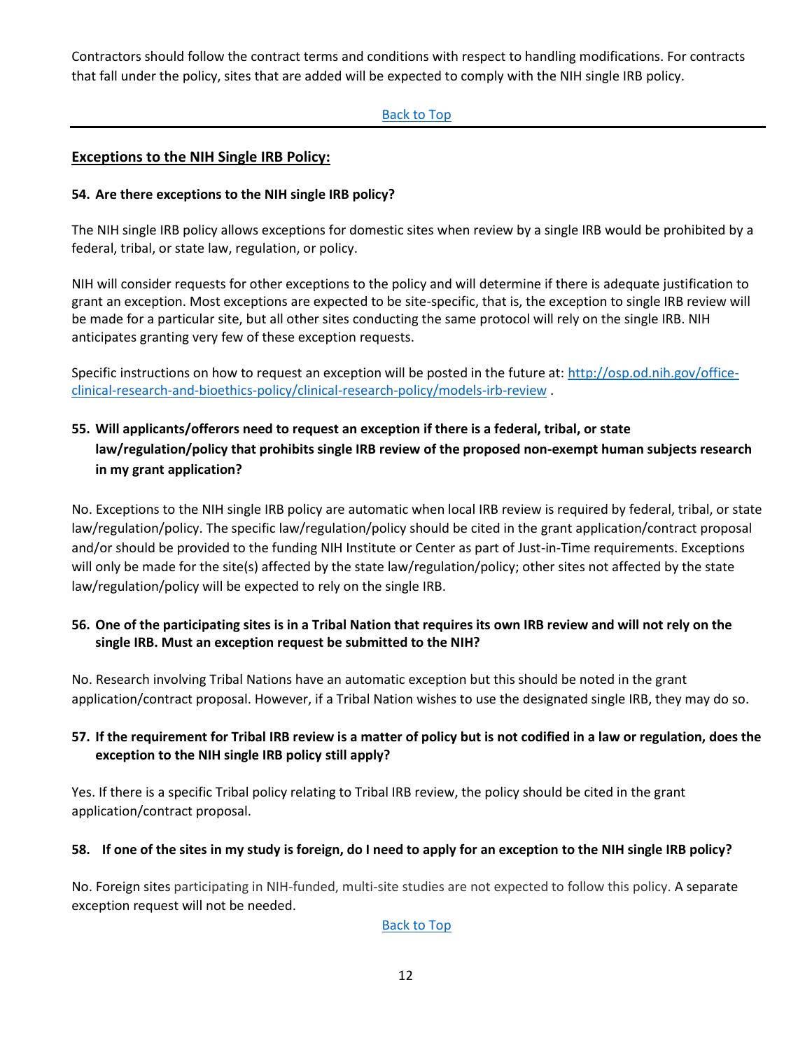Contractors should follow the contract terms and conditions with respect to handling modifications. For contracts that fall under the policy, sites that are added will be expected to comply with the NIH single IRB policy.

[Back to Top]

---

## Exceptions to the NIH Single IRB Policy:

**54. Are there exceptions to the NIH single IRB policy?**

The NIH single IRB policy allows exceptions for domestic sites when review by a single IRB would be prohibited by a federal, tribal, or state law, regulation, or policy.

NIH will consider requests for other exceptions to the policy and will determine if there is adequate justification to grant an exception. Most exceptions are expected to be site-specific, that is, the exception to single IRB review will be made for a particular site, but all other sites conducting the same protocol will rely on the single IRB. NIH anticipates granting very few of these exception requests.

Specific instructions on how to request an exception will be posted in the future at: [http://osp.od.nih.gov/office-clinical-research-and-bioethics-policy/clinical-research-policy/models-irb-review](http://osp.od.nih.gov/office-clinical-research-and-bioethics-policy/clinical-research-policy/models-irb-review) .

**55. Will applicants/offerors need to request an exception if there is a federal, tribal, or state law/regulation/policy that prohibits single IRB review of the proposed non-exempt human subjects research in my grant application?**

No. Exceptions to the NIH single IRB policy are automatic when local IRB review is required by federal, tribal, or state law/regulation/policy. The specific law/regulation/policy should be cited in the grant application/contract proposal and/or should be provided to the funding NIH Institute or Center as part of Just-in-Time requirements. Exceptions will only be made for the site(s) affected by the state law/regulation/policy; other sites not affected by the state law/regulation/policy will be expected to rely on the single IRB.

**56. One of the participating sites is in a Tribal Nation that requires its own IRB review and will not rely on the single IRB. Must an exception request be submitted to the NIH?**

No. Research involving Tribal Nations have an automatic exception but this should be noted in the grant application/contract proposal. However, if a Tribal Nation wishes to use the designated single IRB, they may do so.

**57. If the requirement for Tribal IRB review is a matter of policy but is not codified in a law or regulation, does the exception to the NIH single IRB policy still apply?**

Yes. If there is a specific Tribal policy relating to Tribal IRB review, the policy should be cited in the grant application/contract proposal.

**58. If one of the sites in my study is foreign, do I need to apply for an exception to the NIH single IRB policy?**

No. Foreign sites participating in NIH-funded, multi-site studies are not expected to follow this policy. A separate exception request will not be needed.

[Back to Top]